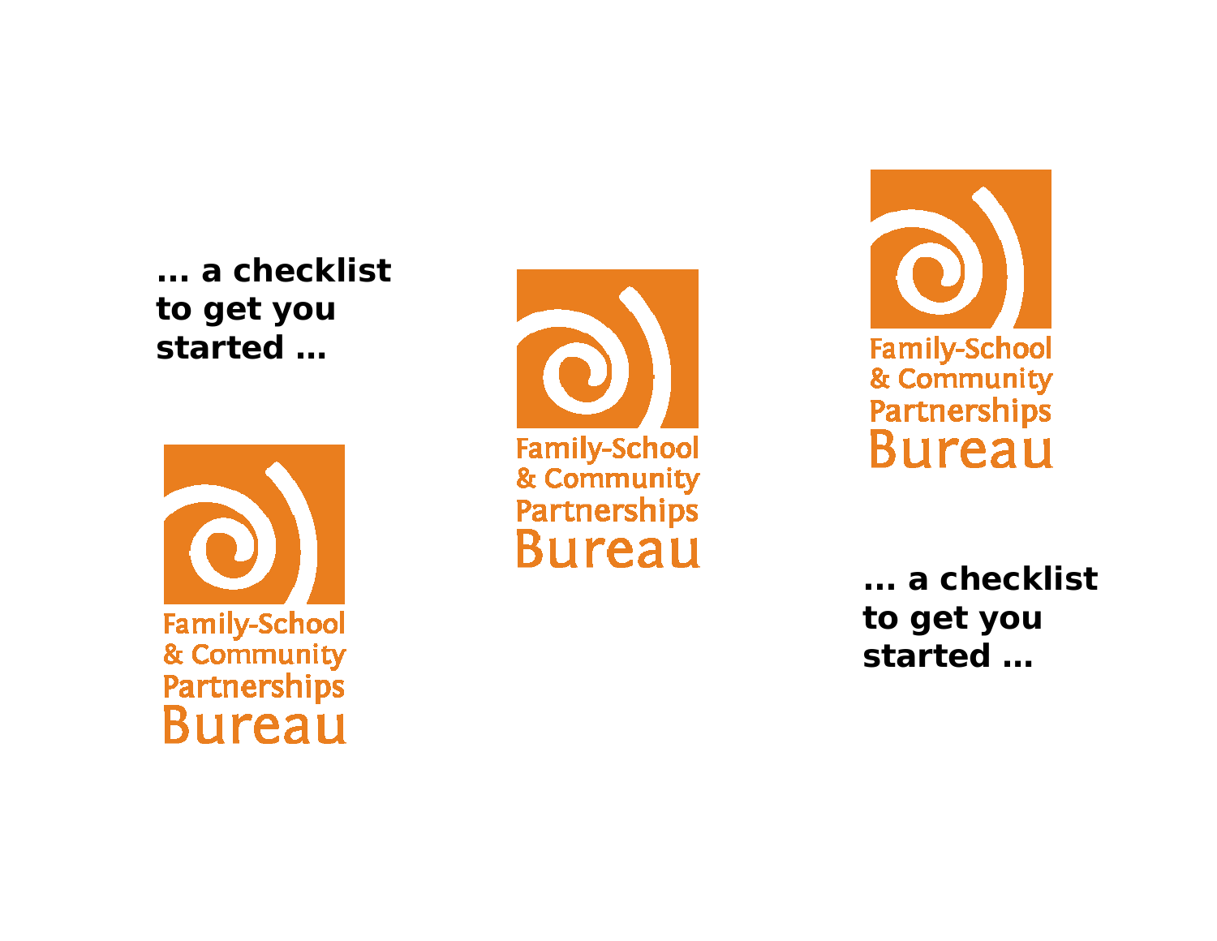**… a checklist to get you started …**

Family-School & Community Partnerships Bureau

Family-School & Community Partnerships Bureau

Family-School & Community Partnerships Bureau

**… a checklist to get you started …**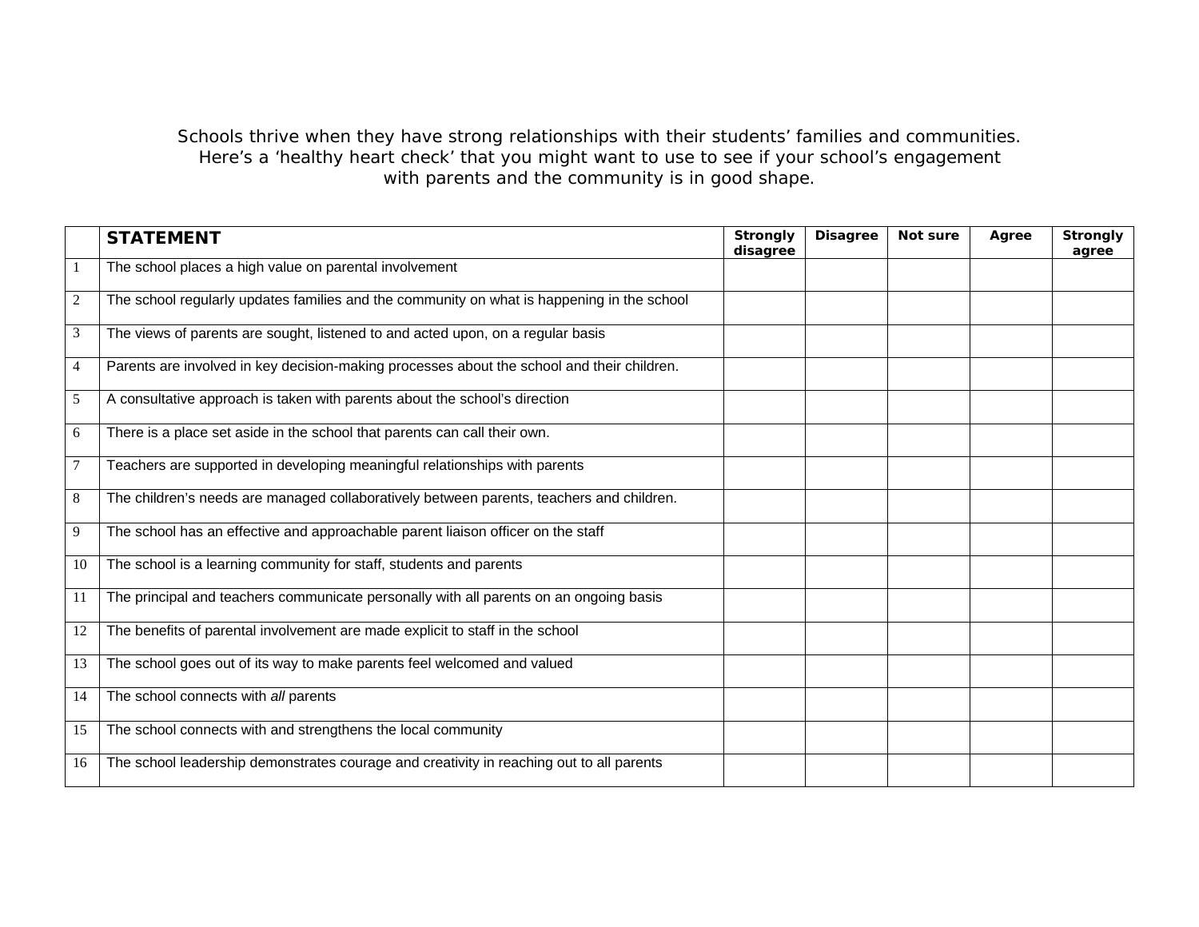Schools thrive when they have strong relationships with their students' families and communities. Here's a 'healthy heart check' that you might want to use to see if your school's engagement with parents and the community is in good shape.

| | **STATEMENT** | **Strongly disagree** | **Disagree** | **Not sure** | **Agree** | **Strongly agree** |
|---|---|---|---|---|---|---|
| 1 | The school places a high value on parental involvement | | | | | |
| 2 | The school regularly updates families and the community on what is happening in the school | | | | | |
| 3 | The views of parents are sought, listened to and acted upon, on a regular basis | | | | | |
| 4 | Parents are involved in key decision-making processes about the school and their children. | | | | | |
| 5 | A consultative approach is taken with parents about the school's direction | | | | | |
| 6 | There is a place set aside in the school that parents can call their own. | | | | | |
| 7 | Teachers are supported in developing meaningful relationships with parents | | | | | |
| 8 | The children's needs are managed collaboratively between parents, teachers and children. | | | | | |
| 9 | The school has an effective and approachable parent liaison officer on the staff | | | | | |
| 10 | The school is a learning community for staff, students and parents | | | | | |
| 11 | The principal and teachers communicate personally with all parents on an ongoing basis | | | | | |
| 12 | The benefits of parental involvement are made explicit to staff in the school | | | | | |
| 13 | The school goes out of its way to make parents feel welcomed and valued | | | | | |
| 14 | The school connects with *all* parents | | | | | |
| 15 | The school connects with and strengthens the local community | | | | | |
| 16 | The school leadership demonstrates courage and creativity in reaching out to all parents | | | | | |